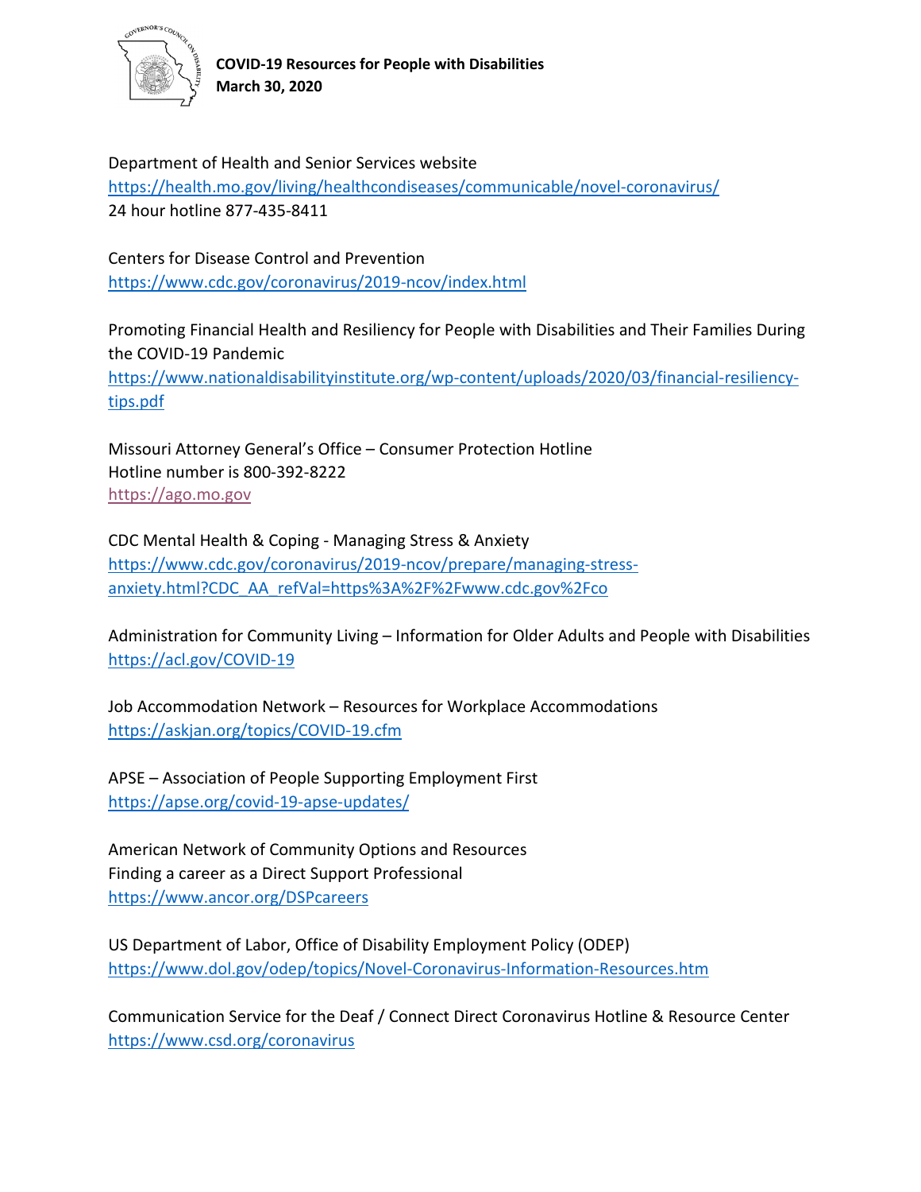**COVID-19 Resources for People with Disabilities**
**March 30, 2020**

Department of Health and Senior Services website
https://health.mo.gov/living/healthcondiseases/communicable/novel-coronavirus/
24 hour hotline 877-435-8411

Centers for Disease Control and Prevention
https://www.cdc.gov/coronavirus/2019-ncov/index.html

Promoting Financial Health and Resiliency for People with Disabilities and Their Families During the COVID-19 Pandemic
https://www.nationaldisabilityinstitute.org/wp-content/uploads/2020/03/financial-resiliency-tips.pdf

Missouri Attorney General's Office – Consumer Protection Hotline
Hotline number is 800-392-8222
https://ago.mo.gov

CDC Mental Health & Coping - Managing Stress & Anxiety
https://www.cdc.gov/coronavirus/2019-ncov/prepare/managing-stress-anxiety.html?CDC_AA_refVal=https%3A%2F%2Fwww.cdc.gov%2Fco

Administration for Community Living – Information for Older Adults and People with Disabilities
https://acl.gov/COVID-19

Job Accommodation Network – Resources for Workplace Accommodations
https://askjan.org/topics/COVID-19.cfm

APSE – Association of People Supporting Employment First
https://apse.org/covid-19-apse-updates/

American Network of Community Options and Resources
Finding a career as a Direct Support Professional
https://www.ancor.org/DSPcareers

US Department of Labor, Office of Disability Employment Policy (ODEP)
https://www.dol.gov/odep/topics/Novel-Coronavirus-Information-Resources.htm

Communication Service for the Deaf / Connect Direct Coronavirus Hotline & Resource Center
https://www.csd.org/coronavirus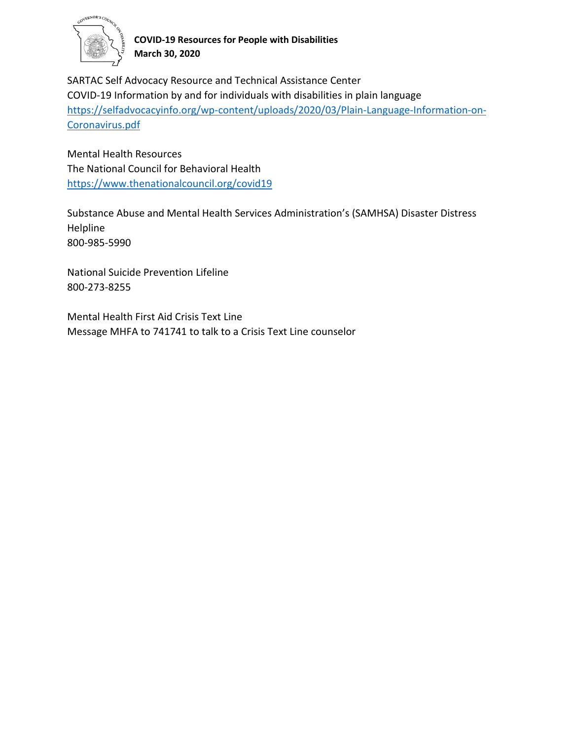**COVID-19 Resources for People with Disabilities**
**March 30, 2020**

SARTAC Self Advocacy Resource and Technical Assistance Center
COVID-19 Information by and for individuals with disabilities in plain language
https://selfadvocacyinfo.org/wp-content/uploads/2020/03/Plain-Language-Information-on-Coronavirus.pdf

Mental Health Resources
The National Council for Behavioral Health
https://www.thenationalcouncil.org/covid19

Substance Abuse and Mental Health Services Administration's (SAMHSA) Disaster Distress Helpline
800-985-5990

National Suicide Prevention Lifeline
800-273-8255

Mental Health First Aid Crisis Text Line
Message MHFA to 741741 to talk to a Crisis Text Line counselor